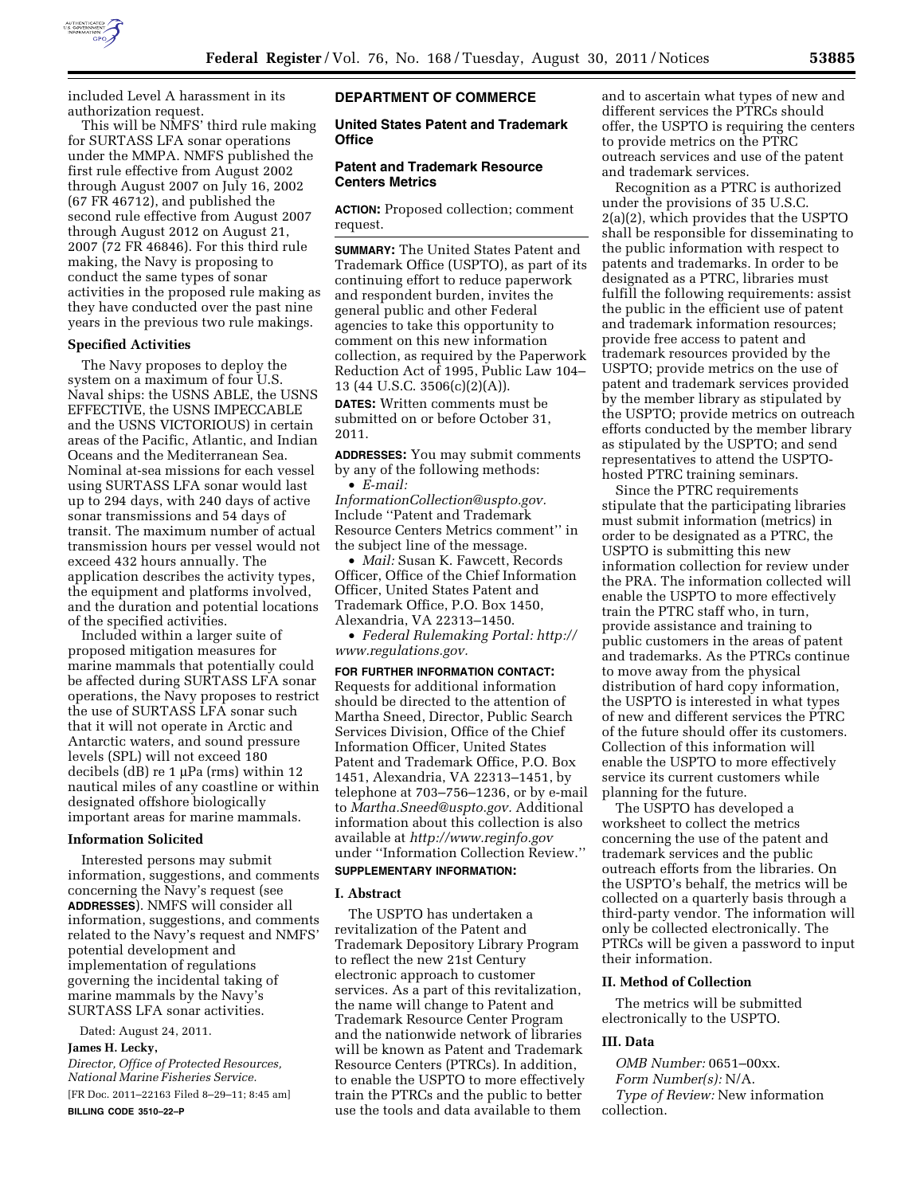included Level A harassment in its authorization request.

This will be NMFS' third rule making for SURTASS LFA sonar operations under the MMPA. NMFS published the first rule effective from August 2002 through August 2007 on July 16, 2002 (67 FR 46712), and published the second rule effective from August 2007 through August 2012 on August 21, 2007 (72 FR 46846). For this third rule making, the Navy is proposing to conduct the same types of sonar activities in the proposed rule making as they have conducted over the past nine years in the previous two rule makings.

### Specified Activities

The Navy proposes to deploy the system on a maximum of four U.S. Naval ships: the USNS ABLE, the USNS EFFECTIVE, the USNS IMPECCABLE and the USNS VICTORIOUS) in certain areas of the Pacific, Atlantic, and Indian Oceans and the Mediterranean Sea. Nominal at-sea missions for each vessel using SURTASS LFA sonar would last up to 294 days, with 240 days of active sonar transmissions and 54 days of transit. The maximum number of actual transmission hours per vessel would not exceed 432 hours annually. The application describes the activity types, the equipment and platforms involved, and the duration and potential locations of the specified activities.

Included within a larger suite of proposed mitigation measures for marine mammals that potentially could be affected during SURTASS LFA sonar operations, the Navy proposes to restrict the use of SURTASS LFA sonar such that it will not operate in Arctic and Antarctic waters, and sound pressure levels (SPL) will not exceed 180 decibels (dB) re 1 μPa (rms) within 12 nautical miles of any coastline or within designated offshore biologically important areas for marine mammals.

### Information Solicited

Interested persons may submit information, suggestions, and comments concerning the Navy's request (see **ADDRESSES**). NMFS will consider all information, suggestions, and comments related to the Navy's request and NMFS' potential development and implementation of regulations governing the incidental taking of marine mammals by the Navy's SURTASS LFA sonar activities.

Dated: August 24, 2011.

**James H. Lecky,**

*Director, Office of Protected Resources, National Marine Fisheries Service.*

[FR Doc. 2011–22163 Filed 8–29–11; 8:45 am]

**BILLING CODE 3510–22–P**

## DEPARTMENT OF COMMERCE

### United States Patent and Trademark Office

### Patent and Trademark Resource Centers Metrics

**ACTION:** Proposed collection; comment request.

**SUMMARY:** The United States Patent and Trademark Office (USPTO), as part of its continuing effort to reduce paperwork and respondent burden, invites the general public and other Federal agencies to take this opportunity to comment on this new information collection, as required by the Paperwork Reduction Act of 1995, Public Law 104–13 (44 U.S.C. 3506(c)(2)(A)).

**DATES:** Written comments must be submitted on or before October 31, 2011.

**ADDRESSES:** You may submit comments by any of the following methods:

- *E-mail: InformationCollection@uspto.gov.* Include ''Patent and Trademark Resource Centers Metrics comment'' in the subject line of the message.
- *Mail:* Susan K. Fawcett, Records Officer, Office of the Chief Information Officer, United States Patent and Trademark Office, P.O. Box 1450, Alexandria, VA 22313–1450.
- *Federal Rulemaking Portal: http://www.regulations.gov.*

**FOR FURTHER INFORMATION CONTACT:** Requests for additional information should be directed to the attention of Martha Sneed, Director, Public Search Services Division, Office of the Chief Information Officer, United States Patent and Trademark Office, P.O. Box 1451, Alexandria, VA 22313–1451, by telephone at 703–756–1236, or by e-mail to *Martha.Sneed@uspto.gov.* Additional information about this collection is also available at *http://www.reginfo.gov* under ''Information Collection Review.''

**SUPPLEMENTARY INFORMATION:**

### I. Abstract

The USPTO has undertaken a revitalization of the Patent and Trademark Depository Library Program to reflect the new 21st Century electronic approach to customer services. As a part of this revitalization, the name will change to Patent and Trademark Resource Center Program and the nationwide network of libraries will be known as Patent and Trademark Resource Centers (PTRCs). In addition, to enable the USPTO to more effectively train the PTRCs and the public to better use the tools and data available to them and to ascertain what types of new and different services the PTRCs should offer, the USPTO is requiring the centers to provide metrics on the PTRC outreach services and use of the patent and trademark services.

Recognition as a PTRC is authorized under the provisions of 35 U.S.C. 2(a)(2), which provides that the USPTO shall be responsible for disseminating to the public information with respect to patents and trademarks. In order to be designated as a PTRC, libraries must fulfill the following requirements: assist the public in the efficient use of patent and trademark information resources; provide free access to patent and trademark resources provided by the USPTO; provide metrics on the use of patent and trademark services provided by the member library as stipulated by the USPTO; provide metrics on outreach efforts conducted by the member library as stipulated by the USPTO; and send representatives to attend the USPTO-hosted PTRC training seminars.

Since the PTRC requirements stipulate that the participating libraries must submit information (metrics) in order to be designated as a PTRC, the USPTO is submitting this new information collection for review under the PRA. The information collected will enable the USPTO to more effectively train the PTRC staff who, in turn, provide assistance and training to public customers in the areas of patent and trademarks. As the PTRCs continue to move away from the physical distribution of hard copy information, the USPTO is interested in what types of new and different services the PTRC of the future should offer its customers. Collection of this information will enable the USPTO to more effectively service its current customers while planning for the future.

The USPTO has developed a worksheet to collect the metrics concerning the use of the patent and trademark services and the public outreach efforts from the libraries. On the USPTO's behalf, the metrics will be collected on a quarterly basis through a third-party vendor. The information will only be collected electronically. The PTRCs will be given a password to input their information.

### II. Method of Collection

The metrics will be submitted electronically to the USPTO.

### III. Data

*OMB Number:* 0651–00xx.

*Form Number(s):* N/A.

*Type of Review:* New information collection.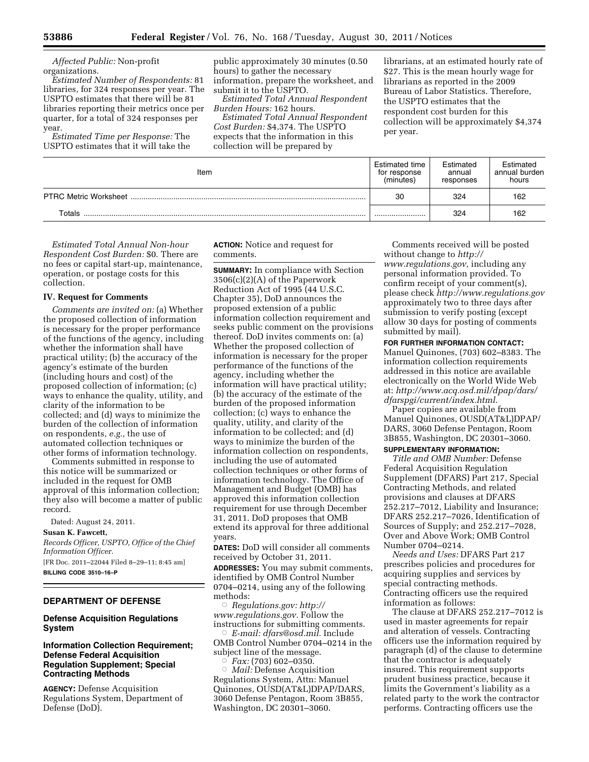*Affected Public:* Non-profit organizations.

*Estimated Number of Respondents:* 81 libraries, for 324 responses per year. The USPTO estimates that there will be 81 libraries reporting their metrics once per quarter, for a total of 324 responses per year.

*Estimated Time per Response:* The USPTO estimates that it will take the public approximately 30 minutes (0.50 hours) to gather the necessary information, prepare the worksheet, and submit it to the USPTO.

*Estimated Total Annual Respondent Burden Hours:* 162 hours.

*Estimated Total Annual Respondent Cost Burden:* $4,374. The USPTO expects that the information in this collection will be prepared by librarians, at an estimated hourly rate of $27. This is the mean hourly wage for librarians as reported in the 2009 Bureau of Labor Statistics. Therefore, the USPTO estimates that the respondent cost burden for this collection will be approximately $4,374 per year.

| Item | Estimated time for response (minutes) | Estimated annual responses | Estimated annual burden hours |
|---|---|---|---|
| PTRC Metric Worksheet | 30 | 324 | 162 |
| Totals | ........................ | 324 | 162 |

*Estimated Total Annual Non-hour Respondent Cost Burden:* $0. There are no fees or capital start-up, maintenance, operation, or postage costs for this collection.

**IV. Request for Comments**

*Comments are invited on:* (a) Whether the proposed collection of information is necessary for the proper performance of the functions of the agency, including whether the information shall have practical utility; (b) the accuracy of the agency's estimate of the burden (including hours and cost) of the proposed collection of information; (c) ways to enhance the quality, utility, and clarity of the information to be collected; and (d) ways to minimize the burden of the collection of information on respondents, *e.g.,* the use of automated collection techniques or other forms of information technology.

Comments submitted in response to this notice will be summarized or included in the request for OMB approval of this information collection; they also will become a matter of public record.

Dated: August 24, 2011.

**Susan K. Fawcett,**

*Records Officer, USPTO, Office of the Chief Information Officer.*

[FR Doc. 2011–22044 Filed 8–29–11; 8:45 am]

**BILLING CODE 3510–16–P**

## DEPARTMENT OF DEFENSE

### Defense Acquisition Regulations System

### Information Collection Requirement; Defense Federal Acquisition Regulation Supplement; Special Contracting Methods

**AGENCY:** Defense Acquisition Regulations System, Department of Defense (DoD).

**ACTION:** Notice and request for comments.

**SUMMARY:** In compliance with Section 3506(c)(2)(A) of the Paperwork Reduction Act of 1995 (44 U.S.C. Chapter 35), DoD announces the proposed extension of a public information collection requirement and seeks public comment on the provisions thereof. DoD invites comments on: (a) Whether the proposed collection of information is necessary for the proper performance of the functions of the agency, including whether the information will have practical utility; (b) the accuracy of the estimate of the burden of the proposed information collection; (c) ways to enhance the quality, utility, and clarity of the information to be collected; and (d) ways to minimize the burden of the information collection on respondents, including the use of automated collection techniques or other forms of information technology. The Office of Management and Budget (OMB) has approved this information collection requirement for use through December 31, 2011. DoD proposes that OMB extend its approval for three additional years.

**DATES:** DoD will consider all comments received by October 31, 2011.

**ADDRESSES:** You may submit comments, identified by OMB Control Number 0704–0214, using any of the following methods:

- *Regulations.gov: http://www.regulations.gov.* Follow the instructions for submitting comments.
- *E-mail: dfars@osd.mil.* Include OMB Control Number 0704–0214 in the subject line of the message.
- *Fax:* (703) 602–0350.
- *Mail:* Defense Acquisition Regulations System, Attn: Manuel Quinones, OUSD(AT&L)DPAP/DARS, 3060 Defense Pentagon, Room 3B855, Washington, DC 20301–3060.

Comments received will be posted without change to *http://www.regulations.gov,* including any personal information provided. To confirm receipt of your comment(s), please check *http://www.regulations.gov* approximately two to three days after submission to verify posting (except allow 30 days for posting of comments submitted by mail).

**FOR FURTHER INFORMATION CONTACT:** Manuel Quinones, (703) 602–8383. The information collection requirements addressed in this notice are available electronically on the World Wide Web at: *http://www.acq.osd.mil/dpap/dars/dfarspgi/current/index.html.*

Paper copies are available from Manuel Quinones, OUSD(AT&L)DPAP/DARS, 3060 Defense Pentagon, Room 3B855, Washington, DC 20301–3060.

**SUPPLEMENTARY INFORMATION:**

*Title and OMB Number:* Defense Federal Acquisition Regulation Supplement (DFARS) Part 217, Special Contracting Methods, and related provisions and clauses at DFARS 252.217–7012, Liability and Insurance; DFARS 252.217–7026, Identification of Sources of Supply; and 252.217–7028, Over and Above Work; OMB Control Number 0704–0214.

*Needs and Uses:* DFARS Part 217 prescribes policies and procedures for acquiring supplies and services by special contracting methods. Contracting officers use the required information as follows:

The clause at DFARS 252.217–7012 is used in master agreements for repair and alteration of vessels. Contracting officers use the information required by paragraph (d) of the clause to determine that the contractor is adequately insured. This requirement supports prudent business practice, because it limits the Government's liability as a related party to the work the contractor performs. Contracting officers use the